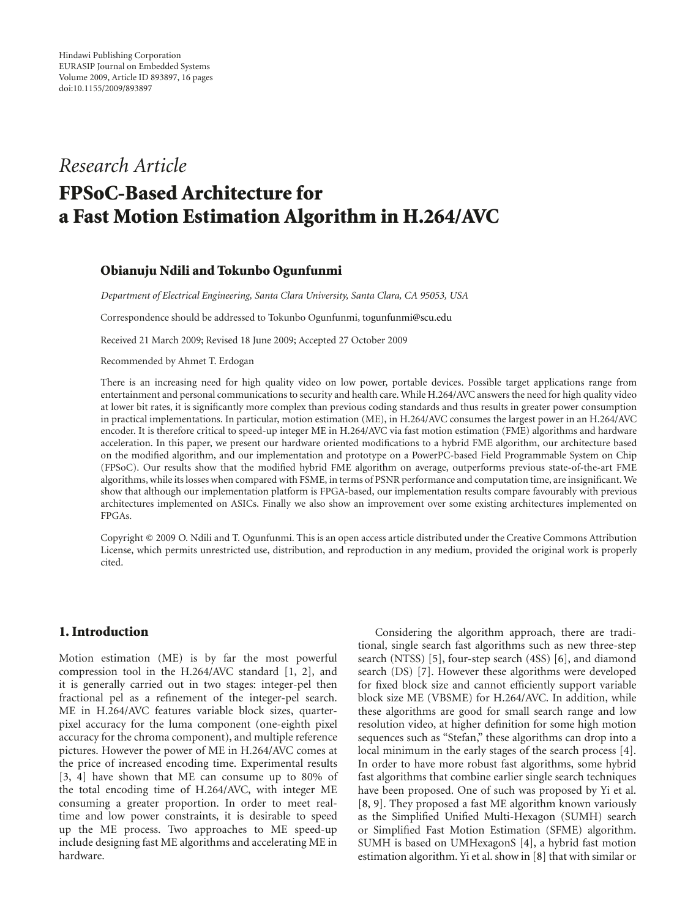Hindawi Publishing Corporation
EURASIP Journal on Embedded Systems
Volume 2009, Article ID 893897, 16 pages
doi:10.1155/2009/893897

*Research Article*

# FPSoC-Based Architecture for a Fast Motion Estimation Algorithm in H.264/AVC

**Obianuju Ndili and Tokunbo Ogunfunmi**

*Department of Electrical Engineering, Santa Clara University, Santa Clara, CA 95053, USA*

Correspondence should be addressed to Tokunbo Ogunfunmi, togunfunmi@scu.edu

Received 21 March 2009; Revised 18 June 2009; Accepted 27 October 2009

Recommended by Ahmet T. Erdogan

There is an increasing need for high quality video on low power, portable devices. Possible target applications range from entertainment and personal communications to security and health care. While H.264/AVC answers the need for high quality video at lower bit rates, it is significantly more complex than previous coding standards and thus results in greater power consumption in practical implementations. In particular, motion estimation (ME), in H.264/AVC consumes the largest power in an H.264/AVC encoder. It is therefore critical to speed-up integer ME in H.264/AVC via fast motion estimation (FME) algorithms and hardware acceleration. In this paper, we present our hardware oriented modifications to a hybrid FME algorithm, our architecture based on the modified algorithm, and our implementation and prototype on a PowerPC-based Field Programmable System on Chip (FPSoC). Our results show that the modified hybrid FME algorithm on average, outperforms previous state-of-the-art FME algorithms, while its losses when compared with FSME, in terms of PSNR performance and computation time, are insignificant. We show that although our implementation platform is FPGA-based, our implementation results compare favourably with previous architectures implemented on ASICs. Finally we also show an improvement over some existing architectures implemented on FPGAs.

Copyright © 2009 O. Ndili and T. Ogunfunmi. This is an open access article distributed under the Creative Commons Attribution License, which permits unrestricted use, distribution, and reproduction in any medium, provided the original work is properly cited.

## 1. Introduction

Motion estimation (ME) is by far the most powerful compression tool in the H.264/AVC standard [1, 2], and it is generally carried out in two stages: integer-pel then fractional pel as a refinement of the integer-pel search. ME in H.264/AVC features variable block sizes, quarter-pixel accuracy for the luma component (one-eighth pixel accuracy for the chroma component), and multiple reference pictures. However the power of ME in H.264/AVC comes at the price of increased encoding time. Experimental results [3, 4] have shown that ME can consume up to 80% of the total encoding time of H.264/AVC, with integer ME consuming a greater proportion. In order to meet real-time and low power constraints, it is desirable to speed up the ME process. Two approaches to ME speed-up include designing fast ME algorithms and accelerating ME in hardware.

Considering the algorithm approach, there are traditional, single search fast algorithms such as new three-step search (NTSS) [5], four-step search (4SS) [6], and diamond search (DS) [7]. However these algorithms were developed for fixed block size and cannot efficiently support variable block size ME (VBSME) for H.264/AVC. In addition, while these algorithms are good for small search range and low resolution video, at higher definition for some high motion sequences such as "Stefan," these algorithms can drop into a local minimum in the early stages of the search process [4]. In order to have more robust fast algorithms, some hybrid fast algorithms that combine earlier single search techniques have been proposed. One of such was proposed by Yi et al. [8, 9]. They proposed a fast ME algorithm known variously as the Simplified Unified Multi-Hexagon (SUMH) search or Simplified Fast Motion Estimation (SFME) algorithm. SUMH is based on UMHexagonS [4], a hybrid fast motion estimation algorithm. Yi et al. show in [8] that with similar or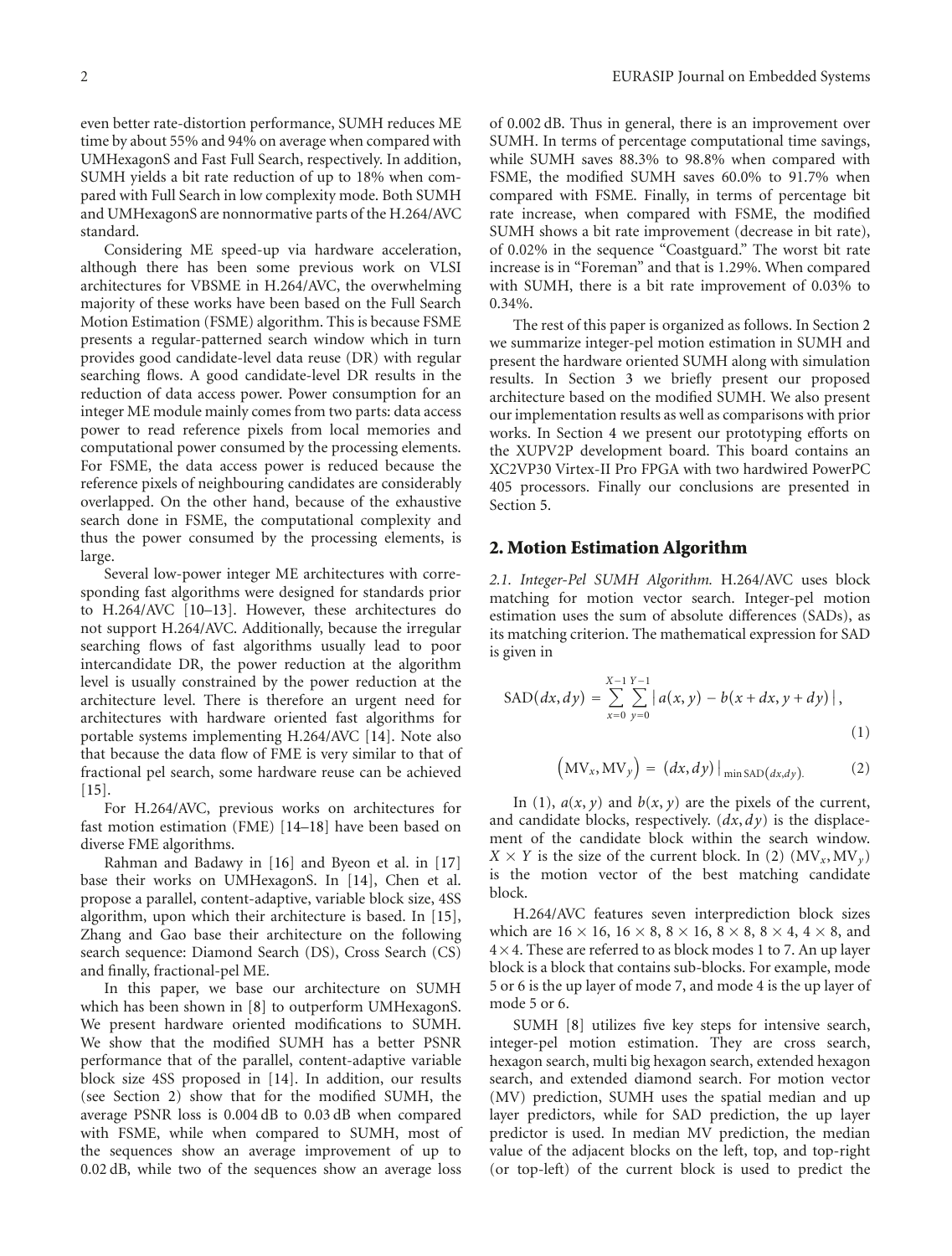even better rate-distortion performance, SUMH reduces ME time by about 55% and 94% on average when compared with UMHexagonS and Fast Full Search, respectively. In addition, SUMH yields a bit rate reduction of up to 18% when compared with Full Search in low complexity mode. Both SUMH and UMHexagonS are nonnormative parts of the H.264/AVC standard.

Considering ME speed-up via hardware acceleration, although there has been some previous work on VLSI architectures for VBSME in H.264/AVC, the overwhelming majority of these works have been based on the Full Search Motion Estimation (FSME) algorithm. This is because FSME presents a regular-patterned search window which in turn provides good candidate-level data reuse (DR) with regular searching flows. A good candidate-level DR results in the reduction of data access power. Power consumption for an integer ME module mainly comes from two parts: data access power to read reference pixels from local memories and computational power consumed by the processing elements. For FSME, the data access power is reduced because the reference pixels of neighbouring candidates are considerably overlapped. On the other hand, because of the exhaustive search done in FSME, the computational complexity and thus the power consumed by the processing elements, is large.

Several low-power integer ME architectures with corresponding fast algorithms were designed for standards prior to H.264/AVC [10–13]. However, these architectures do not support H.264/AVC. Additionally, because the irregular searching flows of fast algorithms usually lead to poor intercandidate DR, the power reduction at the algorithm level is usually constrained by the power reduction at the architecture level. There is therefore an urgent need for architectures with hardware oriented fast algorithms for portable systems implementing H.264/AVC [14]. Note also that because the data flow of FME is very similar to that of fractional pel search, some hardware reuse can be achieved [15].

For H.264/AVC, previous works on architectures for fast motion estimation (FME) [14–18] have been based on diverse FME algorithms.

Rahman and Badawy in [16] and Byeon et al. in [17] base their works on UMHexagonS. In [14], Chen et al. propose a parallel, content-adaptive, variable block size, 4SS algorithm, upon which their architecture is based. In [15], Zhang and Gao base their architecture on the following search sequence: Diamond Search (DS), Cross Search (CS) and finally, fractional-pel ME.

In this paper, we base our architecture on SUMH which has been shown in [8] to outperform UMHexagonS. We present hardware oriented modifications to SUMH. We show that the modified SUMH has a better PSNR performance that of the parallel, content-adaptive variable block size 4SS proposed in [14]. In addition, our results (see Section 2) show that for the modified SUMH, the average PSNR loss is 0.004 dB to 0.03 dB when compared with FSME, while when compared to SUMH, most of the sequences show an average improvement of up to 0.02 dB, while two of the sequences show an average loss of 0.002 dB. Thus in general, there is an improvement over SUMH. In terms of percentage computational time savings, while SUMH saves 88.3% to 98.8% when compared with FSME, the modified SUMH saves 60.0% to 91.7% when compared with FSME. Finally, in terms of percentage bit rate increase, when compared with FSME, the modified SUMH shows a bit rate improvement (decrease in bit rate), of 0.02% in the sequence "Coastguard." The worst bit rate increase is in "Foreman" and that is 1.29%. When compared with SUMH, there is a bit rate improvement of 0.03% to 0.34%.

The rest of this paper is organized as follows. In Section 2 we summarize integer-pel motion estimation in SUMH and present the hardware oriented SUMH along with simulation results. In Section 3 we briefly present our proposed architecture based on the modified SUMH. We also present our implementation results as well as comparisons with prior works. In Section 4 we present our prototyping efforts on the XUPV2P development board. This board contains an XC2VP30 Virtex-II Pro FPGA with two hardwired PowerPC 405 processors. Finally our conclusions are presented in Section 5.

## 2. Motion Estimation Algorithm

*2.1. Integer-Pel SUMH Algorithm.* H.264/AVC uses block matching for motion vector search. Integer-pel motion estimation uses the sum of absolute differences (SADs), as its matching criterion. The mathematical expression for SAD is given in

$$\mathrm{SAD}(dx, dy) = \sum_{x=0}^{X-1} \sum_{y=0}^{Y-1} \left| a(x, y) - b(x + dx, y + dy) \right|, \tag{1}$$

$$\left(\mathrm{MV}_x, \mathrm{MV}_y\right) = (dx, dy)\big|_{\min \mathrm{SAD}(dx, dy)}. \tag{2}$$

In (1), $a(x, y)$ and $b(x, y)$ are the pixels of the current, and candidate blocks, respectively. $(dx, dy)$ is the displacement of the candidate block within the search window. $X \times Y$ is the size of the current block. In (2) $(\mathrm{MV}_x, \mathrm{MV}_y)$ is the motion vector of the best matching candidate block.

H.264/AVC features seven interprediction block sizes which are $16 \times 16$, $16 \times 8$, $8 \times 16$, $8 \times 8$, $8 \times 4$, $4 \times 8$, and $4 \times 4$. These are referred to as block modes 1 to 7. An up layer block is a block that contains sub-blocks. For example, mode 5 or 6 is the up layer of mode 7, and mode 4 is the up layer of mode 5 or 6.

SUMH [8] utilizes five key steps for intensive search, integer-pel motion estimation. They are cross search, hexagon search, multi big hexagon search, extended hexagon search, and extended diamond search. For motion vector (MV) prediction, SUMH uses the spatial median and up layer predictors, while for SAD prediction, the up layer predictor is used. In median MV prediction, the median value of the adjacent blocks on the left, top, and top-right (or top-left) of the current block is used to predict the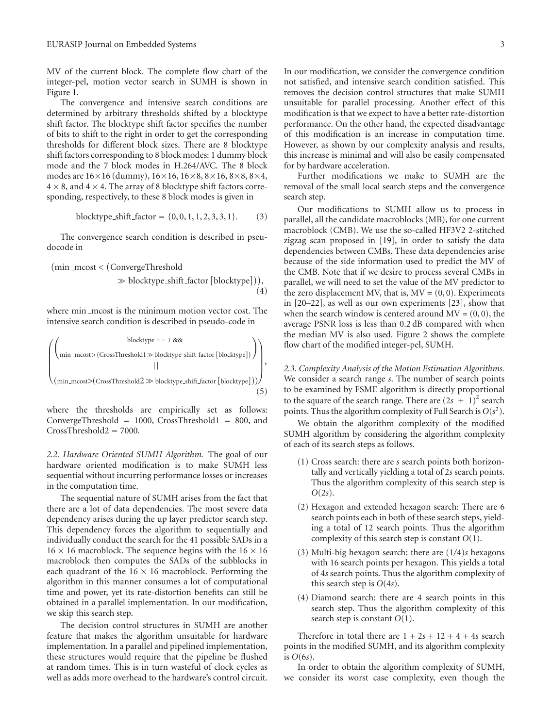MV of the current block. The complete flow chart of the integer-pel, motion vector search in SUMH is shown in Figure 1.

The convergence and intensive search conditions are determined by arbitrary thresholds shifted by a blocktype shift factor. The blocktype shift factor specifies the number of bits to shift to the right in order to get the corresponding thresholds for different block sizes. There are 8 blocktype shift factors corresponding to 8 block modes: 1 dummy block mode and the 7 block modes in H.264/AVC. The 8 block modes are $16\times16$ (dummy), $16\times16$, $16\times8$, $8\times16$, $8\times8$, $8\times4$, $4\times8$, and $4\times4$. The array of 8 blocktype shift factors corresponding, respectively, to these 8 block modes is given in

$$\text{blocktype\_shift\_factor} = \{0, 0, 1, 1, 2, 3, 3, 1\}. \tag{3}$$

The convergence search condition is described in pseudocode in

$$(\text{min\_mcost} < (\text{ConvergeThreshold} \gg \text{blocktype\_shift\_factor}[\text{blocktype}])), \tag{4}$$

where min_mcost is the minimum motion vector cost. The intensive search condition is described in pseudo-code in

$$\left(\begin{array}{c}\left(\begin{array}{c}\text{blocktype} == 1 \;\&\& \\ \text{min\_mcost} > (\text{CrossThreshold1} \gg \text{blocktype\_shift\_factor}[\text{blocktype}])\end{array}\right) \\ || \\ (\text{min\_mcost} > (\text{CrossThreshold2} \gg \text{blocktype\_shift\_factor}[\text{blocktype}]))\end{array}\right), \tag{5}$$

where the thresholds are empirically set as follows: ConvergeThreshold = 1000, CrossThreshold1 = 800, and CrossThreshold2 = 7000.

*2.2. Hardware Oriented SUMH Algorithm.* The goal of our hardware oriented modification is to make SUMH less sequential without incurring performance losses or increases in the computation time.

The sequential nature of SUMH arises from the fact that there are a lot of data dependencies. The most severe data dependency arises during the up layer predictor search step. This dependency forces the algorithm to sequentially and individually conduct the search for the 41 possible SADs in a $16 \times 16$ macroblock. The sequence begins with the $16 \times 16$ macroblock then computes the SADs of the subblocks in each quadrant of the $16 \times 16$ macroblock. Performing the algorithm in this manner consumes a lot of computational time and power, yet its rate-distortion benefits can still be obtained in a parallel implementation. In our modification, we skip this search step.

The decision control structures in SUMH are another feature that makes the algorithm unsuitable for hardware implementation. In a parallel and pipelined implementation, these structures would require that the pipeline be flushed at random times. This is in turn wasteful of clock cycles as well as adds more overhead to the hardware's control circuit. In our modification, we consider the convergence condition not satisfied, and intensive search condition satisfied. This removes the decision control structures that make SUMH unsuitable for parallel processing. Another effect of this modification is that we expect to have a better rate-distortion performance. On the other hand, the expected disadvantage of this modification is an increase in computation time. However, as shown by our complexity analysis and results, this increase is minimal and will also be easily compensated for by hardware acceleration.

Further modifications we make to SUMH are the removal of the small local search steps and the convergence search step.

Our modifications to SUMH allow us to process in parallel, all the candidate macroblocks (MB), for one current macroblock (CMB). We use the so-called HF3V2 2-stitched zigzag scan proposed in [19], in order to satisfy the data dependencies between CMBs. These data dependencies arise because of the side information used to predict the MV of the CMB. Note that if we desire to process several CMBs in parallel, we will need to set the value of the MV predictor to the zero displacement MV, that is, MV = (0, 0). Experiments in [20–22], as well as our own experiments [23], show that when the search window is centered around MV = (0, 0), the average PSNR loss is less than 0.2 dB compared with when the median MV is also used. Figure 2 shows the complete flow chart of the modified integer-pel, SUMH.

*2.3. Complexity Analysis of the Motion Estimation Algorithms.* We consider a search range $s$. The number of search points to be examined by FSME algorithm is directly proportional to the square of the search range. There are $(2s + 1)^2$ search points. Thus the algorithm complexity of Full Search is $O(s^2)$.

We obtain the algorithm complexity of the modified SUMH algorithm by considering the algorithm complexity of each of its search steps as follows.

(1) Cross search: there are $s$ search points both horizontally and vertically yielding a total of $2s$ search points. Thus the algorithm complexity of this search step is $O(2s)$.

(2) Hexagon and extended hexagon search: There are 6 search points each in both of these search steps, yielding a total of 12 search points. Thus the algorithm complexity of this search step is constant $O(1)$.

(3) Multi-big hexagon search: there are $(1/4)s$ hexagons with 16 search points per hexagon. This yields a total of $4s$ search points. Thus the algorithm complexity of this search step is $O(4s)$.

(4) Diamond search: there are 4 search points in this search step. Thus the algorithm complexity of this search step is constant $O(1)$.

Therefore in total there are $1 + 2s + 12 + 4 + 4s$ search points in the modified SUMH, and its algorithm complexity is $O(6s)$.

In order to obtain the algorithm complexity of SUMH, we consider its worst case complexity, even though the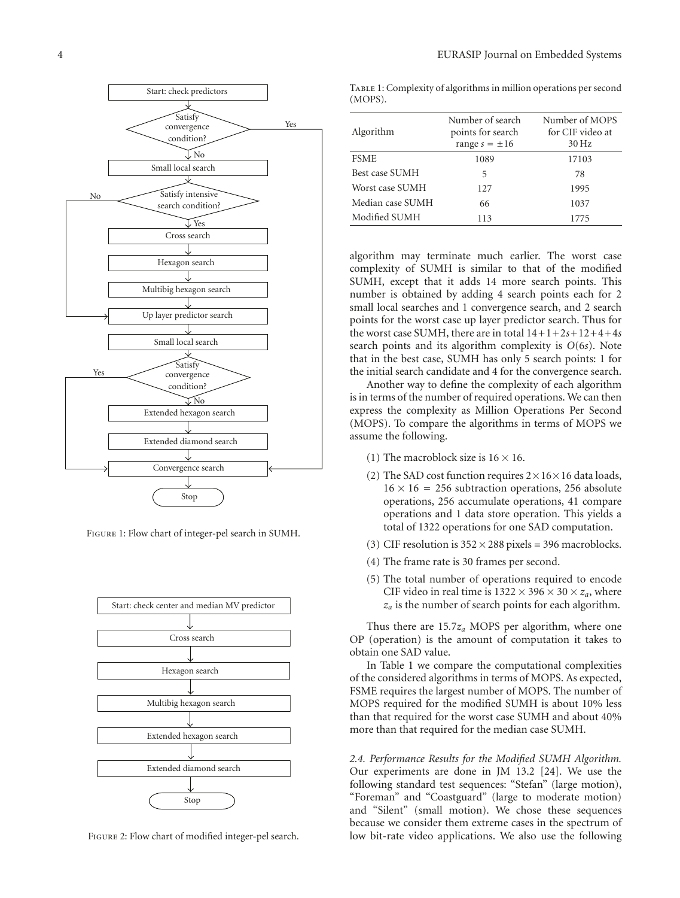Figure 1: Flow chart of integer-pel search in SUMH.

Figure 2: Flow chart of modified integer-pel search.

Table 1: Complexity of algorithms in million operations per second (MOPS).

| Algorithm | Number of search points for search range $s = \pm 16$ | Number of MOPS for CIF video at 30 Hz |
|---|---|---|
| FSME | 1089 | 17103 |
| Best case SUMH | 5 | 78 |
| Worst case SUMH | 127 | 1995 |
| Median case SUMH | 66 | 1037 |
| Modified SUMH | 113 | 1775 |

algorithm may terminate much earlier. The worst case complexity of SUMH is similar to that of the modified SUMH, except that it adds 14 more search points. This number is obtained by adding 4 search points each for 2 small local searches and 1 convergence search, and 2 search points for the worst case up layer predictor search. Thus for the worst case SUMH, there are in total $14+1+2s+12+4+4s$ search points and its algorithm complexity is $O(6s)$. Note that in the best case, SUMH has only 5 search points: 1 for the initial search candidate and 4 for the convergence search.

Another way to define the complexity of each algorithm is in terms of the number of required operations. We can then express the complexity as Million Operations Per Second (MOPS). To compare the algorithms in terms of MOPS we assume the following.

(1) The macroblock size is $16 \times 16$.

(2) The SAD cost function requires $2\times16\times16$ data loads, $16 \times 16 = 256$ subtraction operations, 256 absolute operations, 256 accumulate operations, 41 compare operations and 1 data store operation. This yields a total of 1322 operations for one SAD computation.

(3) CIF resolution is $352 \times 288$ pixels = 396 macroblocks.

(4) The frame rate is 30 frames per second.

(5) The total number of operations required to encode CIF video in real time is $1322 \times 396 \times 30 \times z_a$, where $z_a$ is the number of search points for each algorithm.

Thus there are $15.7z_a$ MOPS per algorithm, where one OP (operation) is the amount of computation it takes to obtain one SAD value.

In Table 1 we compare the computational complexities of the considered algorithms in terms of MOPS. As expected, FSME requires the largest number of MOPS. The number of MOPS required for the modified SUMH is about 10% less than that required for the worst case SUMH and about 40% more than that required for the median case SUMH.

*2.4. Performance Results for the Modified SUMH Algorithm.* Our experiments are done in JM 13.2 [24]. We use the following standard test sequences: "Stefan" (large motion), "Foreman" and "Coastguard" (large to moderate motion) and "Silent" (small motion). We chose these sequences because we consider them extreme cases in the spectrum of low bit-rate video applications. We also use the following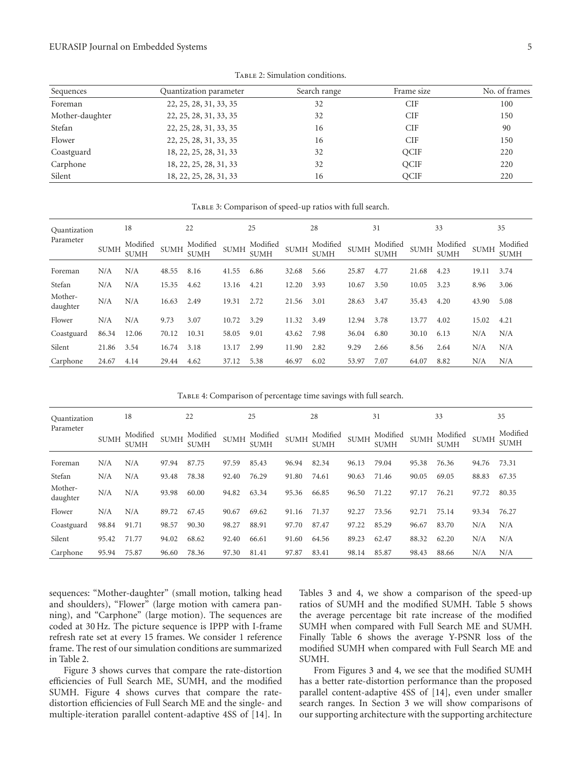Table 2: Simulation conditions.

| Sequences | Quantization parameter | Search range | Frame size | No. of frames |
|---|---|---|---|---|
| Foreman | 22, 25, 28, 31, 33, 35 | 32 | CIF | 100 |
| Mother-daughter | 22, 25, 28, 31, 33, 35 | 32 | CIF | 150 |
| Stefan | 22, 25, 28, 31, 33, 35 | 16 | CIF | 90 |
| Flower | 22, 25, 28, 31, 33, 35 | 16 | CIF | 150 |
| Coastguard | 18, 22, 25, 28, 31, 33 | 32 | QCIF | 220 |
| Carphone | 18, 22, 25, 28, 31, 33 | 32 | QCIF | 220 |
| Silent | 18, 22, 25, 28, 31, 33 | 16 | QCIF | 220 |

Table 3: Comparison of speed-up ratios with full search.

| Quantization Parameter | 18 | | 22 | | 25 | | 28 | | 31 | | 33 | | 35 | |
|---|---|---|---|---|---|---|---|---|---|---|---|---|---|---|
| | SUMH | Modified SUMH | SUMH | Modified SUMH | SUMH | Modified SUMH | SUMH | Modified SUMH | SUMH | Modified SUMH | SUMH | Modified SUMH | SUMH | Modified SUMH |
| Foreman | N/A | N/A | 48.55 | 8.16 | 41.55 | 6.86 | 32.68 | 5.66 | 25.87 | 4.77 | 21.68 | 4.23 | 19.11 | 3.74 |
| Stefan | N/A | N/A | 15.35 | 4.62 | 13.16 | 4.21 | 12.20 | 3.93 | 10.67 | 3.50 | 10.05 | 3.23 | 8.96 | 3.06 |
| Mother-daughter | N/A | N/A | 16.63 | 2.49 | 19.31 | 2.72 | 21.56 | 3.01 | 28.63 | 3.47 | 35.43 | 4.20 | 43.90 | 5.08 |
| Flower | N/A | N/A | 9.73 | 3.07 | 10.72 | 3.29 | 11.32 | 3.49 | 12.94 | 3.78 | 13.77 | 4.02 | 15.02 | 4.21 |
| Coastguard | 86.34 | 12.06 | 70.12 | 10.31 | 58.05 | 9.01 | 43.62 | 7.98 | 36.04 | 6.80 | 30.10 | 6.13 | N/A | N/A |
| Silent | 21.86 | 3.54 | 16.74 | 3.18 | 13.17 | 2.99 | 11.90 | 2.82 | 9.29 | 2.66 | 8.56 | 2.64 | N/A | N/A |
| Carphone | 24.67 | 4.14 | 29.44 | 4.62 | 37.12 | 5.38 | 46.97 | 6.02 | 53.97 | 7.07 | 64.07 | 8.82 | N/A | N/A |

Table 4: Comparison of percentage time savings with full search.

| Quantization Parameter | 18 | | 22 | | 25 | | 28 | | 31 | | 33 | | 35 | |
|---|---|---|---|---|---|---|---|---|---|---|---|---|---|---|
| | SUMH | Modified SUMH | SUMH | Modified SUMH | SUMH | Modified SUMH | SUMH | Modified SUMH | SUMH | Modified SUMH | SUMH | Modified SUMH | SUMH | Modified SUMH |
| Foreman | N/A | N/A | 97.94 | 87.75 | 97.59 | 85.43 | 96.94 | 82.34 | 96.13 | 79.04 | 95.38 | 76.36 | 94.76 | 73.31 |
| Stefan | N/A | N/A | 93.48 | 78.38 | 92.40 | 76.29 | 91.80 | 74.61 | 90.63 | 71.46 | 90.05 | 69.05 | 88.83 | 67.35 |
| Mother-daughter | N/A | N/A | 93.98 | 60.00 | 94.82 | 63.34 | 95.36 | 66.85 | 96.50 | 71.22 | 97.17 | 76.21 | 97.72 | 80.35 |
| Flower | N/A | N/A | 89.72 | 67.45 | 90.67 | 69.62 | 91.16 | 71.37 | 92.27 | 73.56 | 92.71 | 75.14 | 93.34 | 76.27 |
| Coastguard | 98.84 | 91.71 | 98.57 | 90.30 | 98.27 | 88.91 | 97.70 | 87.47 | 97.22 | 85.29 | 96.67 | 83.70 | N/A | N/A |
| Silent | 95.42 | 71.77 | 94.02 | 68.62 | 92.40 | 66.61 | 91.60 | 64.56 | 89.23 | 62.47 | 88.32 | 62.20 | N/A | N/A |
| Carphone | 95.94 | 75.87 | 96.60 | 78.36 | 97.30 | 81.41 | 97.87 | 83.41 | 98.14 | 85.87 | 98.43 | 88.66 | N/A | N/A |

sequences: "Mother-daughter" (small motion, talking head and shoulders), "Flower" (large motion with camera panning), and "Carphone" (large motion). The sequences are coded at 30 Hz. The picture sequence is IPPP with I-frame refresh rate set at every 15 frames. We consider 1 reference frame. The rest of our simulation conditions are summarized in Table 2.

Figure 3 shows curves that compare the rate-distortion efficiencies of Full Search ME, SUMH, and the modified SUMH. Figure 4 shows curves that compare the rate-distortion efficiencies of Full Search ME and the single- and multiple-iteration parallel content-adaptive 4SS of [14]. In Tables 3 and 4, we show a comparison of the speed-up ratios of SUMH and the modified SUMH. Table 5 shows the average percentage bit rate increase of the modified SUMH when compared with Full Search ME and SUMH. Finally Table 6 shows the average Y-PSNR loss of the modified SUMH when compared with Full Search ME and SUMH.

From Figures 3 and 4, we see that the modified SUMH has a better rate-distortion performance than the proposed parallel content-adaptive 4SS of [14], even under smaller search ranges. In Section 3 we will show comparisons of our supporting architecture with the supporting architecture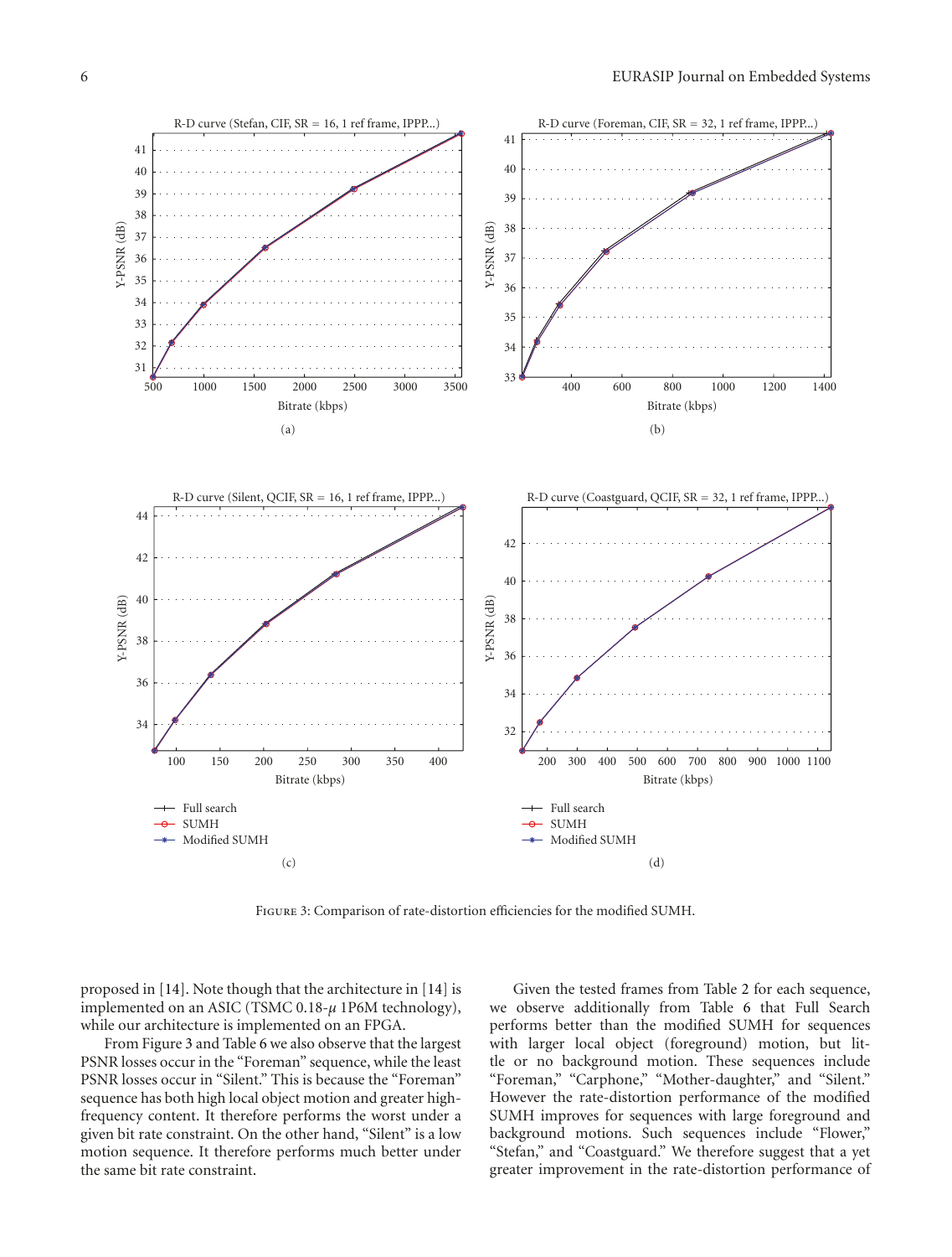FIGURE 3: Comparison of rate-distortion efficiencies for the modified SUMH.

proposed in [14]. Note though that the architecture in [14] is implemented on an ASIC (TSMC 0.18-$\mu$ 1P6M technology), while our architecture is implemented on an FPGA.

From Figure 3 and Table 6 we also observe that the largest PSNR losses occur in the "Foreman" sequence, while the least PSNR losses occur in "Silent." This is because the "Foreman" sequence has both high local object motion and greater high-frequency content. It therefore performs the worst under a given bit rate constraint. On the other hand, "Silent" is a low motion sequence. It therefore performs much better under the same bit rate constraint.

Given the tested frames from Table 2 for each sequence, we observe additionally from Table 6 that Full Search performs better than the modified SUMH for sequences with larger local object (foreground) motion, but little or no background motion. These sequences include "Foreman," "Carphone," "Mother-daughter," and "Silent." However the rate-distortion performance of the modified SUMH improves for sequences with large foreground and background motions. Such sequences include "Flower," "Stefan," and "Coastguard." We therefore suggest that a yet greater improvement in the rate-distortion performance of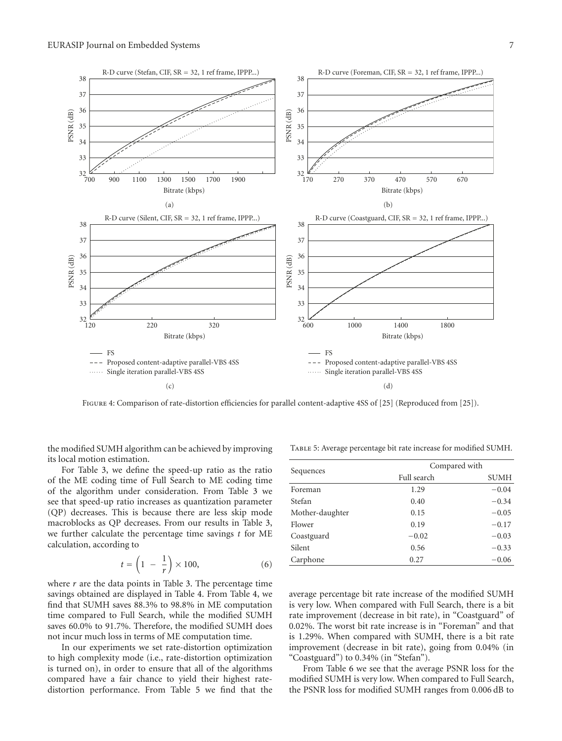Figure 4: Comparison of rate-distortion efficiencies for parallel content-adaptive 4SS of [25] (Reproduced from [25]).

the modified SUMH algorithm can be achieved by improving its local motion estimation.

For Table 3, we define the speed-up ratio as the ratio of the ME coding time of Full Search to ME coding time of the algorithm under consideration. From Table 3 we see that speed-up ratio increases as quantization parameter (QP) decreases. This is because there are less skip mode macroblocks as QP decreases. From our results in Table 3, we further calculate the percentage time savings $t$ for ME calculation, according to

$$t = \left(1 - \frac{1}{r}\right) \times 100, \tag{6}$$

where $r$ are the data points in Table 3. The percentage time savings obtained are displayed in Table 4. From Table 4, we find that SUMH saves 88.3% to 98.8% in ME computation time compared to Full Search, while the modified SUMH saves 60.0% to 91.7%. Therefore, the modified SUMH does not incur much loss in terms of ME computation time.

In our experiments we set rate-distortion optimization to high complexity mode (i.e., rate-distortion optimization is turned on), in order to ensure that all of the algorithms compared have a fair chance to yield their highest rate-distortion performance. From Table 5 we find that the average percentage bit rate increase of the modified SUMH is very low. When compared with Full Search, there is a bit rate improvement (decrease in bit rate), in "Coastguard" of 0.02%. The worst bit rate increase is in "Foreman" and that is 1.29%. When compared with SUMH, there is a bit rate improvement (decrease in bit rate), going from 0.04% (in "Coastguard") to 0.34% (in "Stefan").

From Table 6 we see that the average PSNR loss for the modified SUMH is very low. When compared to Full Search, the PSNR loss for modified SUMH ranges from 0.006 dB to

Table 5: Average percentage bit rate increase for modified SUMH.

| Sequences | Compared with | |
|---|---|---|
| | Full search | SUMH |
| Foreman | 1.29 | −0.04 |
| Stefan | 0.40 | −0.34 |
| Mother-daughter | 0.15 | −0.05 |
| Flower | 0.19 | −0.17 |
| Coastguard | −0.02 | −0.03 |
| Silent | 0.56 | −0.33 |
| Carphone | 0.27 | −0.06 |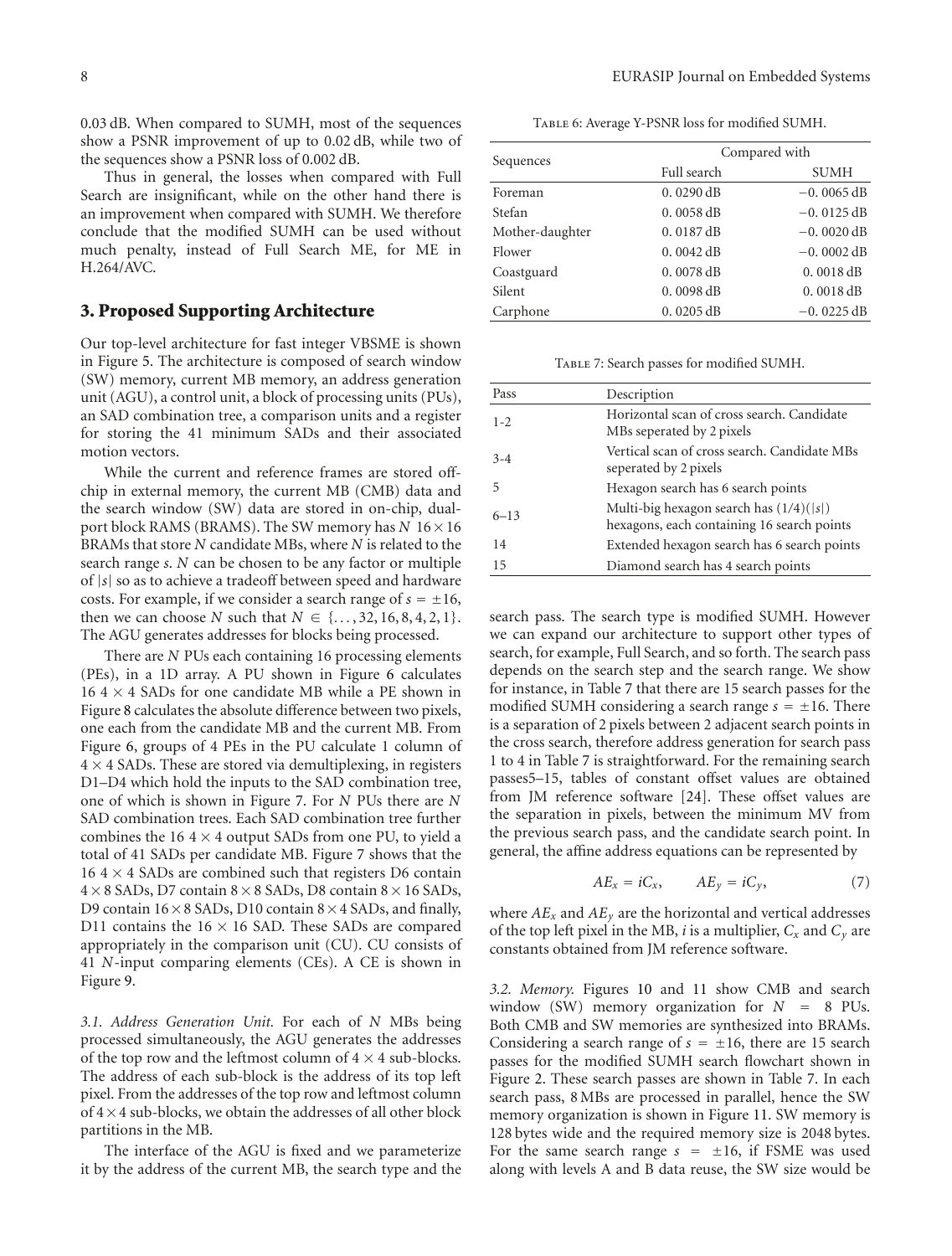0.03 dB. When compared to SUMH, most of the sequences show a PSNR improvement of up to 0.02 dB, while two of the sequences show a PSNR loss of 0.002 dB.

Thus in general, the losses when compared with Full Search are insignificant, while on the other hand there is an improvement when compared with SUMH. We therefore conclude that the modified SUMH can be used without much penalty, instead of Full Search ME, for ME in H.264/AVC.

## 3. Proposed Supporting Architecture

Our top-level architecture for fast integer VBSME is shown in Figure 5. The architecture is composed of search window (SW) memory, current MB memory, an address generation unit (AGU), a control unit, a block of processing units (PUs), an SAD combination tree, a comparison units and a register for storing the 41 minimum SADs and their associated motion vectors.

While the current and reference frames are stored off-chip in external memory, the current MB (CMB) data and the search window (SW) data are stored in on-chip, dual-port block RAMS (BRAMS). The SW memory has $N$ $16\times16$ BRAMs that store $N$ candidate MBs, where $N$ is related to the search range $s$. $N$ can be chosen to be any factor or multiple of $|s|$ so as to achieve a tradeoff between speed and hardware costs. For example, if we consider a search range of $s = \pm16$, then we can choose $N$ such that $N \in \{\ldots, 32, 16, 8, 4, 2, 1\}$. The AGU generates addresses for blocks being processed.

There are $N$ PUs each containing 16 processing elements (PEs), in a 1D array. A PU shown in Figure 6 calculates 16 $4\times4$ SADs for one candidate MB while a PE shown in Figure 8 calculates the absolute difference between two pixels, one each from the candidate MB and the current MB. From Figure 6, groups of 4 PEs in the PU calculate 1 column of $4\times4$ SADs. These are stored via demultiplexing, in registers D1–D4 which hold the inputs to the SAD combination tree, one of which is shown in Figure 7. For $N$ PUs there are $N$ SAD combination trees. Each SAD combination tree further combines the 16 $4\times4$ output SADs from one PU, to yield a total of 41 SADs per candidate MB. Figure 7 shows that the 16 $4\times4$ SADs are combined such that registers D6 contain $4\times8$ SADs, D7 contain $8\times8$ SADs, D8 contain $8\times16$ SADs, D9 contain $16\times8$ SADs, D10 contain $8\times4$ SADs, and finally, D11 contains the $16\times16$ SAD. These SADs are compared appropriately in the comparison unit (CU). CU consists of 41 $N$-input comparing elements (CEs). A CE is shown in Figure 9.

*3.1. Address Generation Unit.* For each of $N$ MBs being processed simultaneously, the AGU generates the addresses of the top row and the leftmost column of $4\times4$ sub-blocks. The address of each sub-block is the address of its top left pixel. From the addresses of the top row and leftmost column of $4\times4$ sub-blocks, we obtain the addresses of all other block partitions in the MB.

The interface of the AGU is fixed and we parameterize it by the address of the current MB, the search type and the search pass. The search type is modified SUMH. However we can expand our architecture to support other types of search, for example, Full Search, and so forth. The search pass depends on the search step and the search range. We show for instance, in Table 7 that there are 15 search passes for the modified SUMH considering a search range $s = \pm16$. There is a separation of 2 pixels between 2 adjacent search points in the cross search, therefore address generation for search pass 1 to 4 in Table 7 is straightforward. For the remaining search passes5–15, tables of constant offset values are obtained from JM reference software [24]. These offset values are the separation in pixels, between the minimum MV from the previous search pass, and the candidate search point. In general, the affine address equations can be represented by

$$AE_x = iC_x, \qquad AE_y = iC_y, \tag{7}$$

where $AE_x$ and $AE_y$ are the horizontal and vertical addresses of the top left pixel in the MB, $i$ is a multiplier, $C_x$ and $C_y$ are constants obtained from JM reference software.

*3.2. Memory.* Figures 10 and 11 show CMB and search window (SW) memory organization for $N = 8$ PUs. Both CMB and SW memories are synthesized into BRAMs. Considering a search range of $s = \pm16$, there are 15 search passes for the modified SUMH search flowchart shown in Figure 2. These search passes are shown in Table 7. In each search pass, 8 MBs are processed in parallel, hence the SW memory organization is shown in Figure 11. SW memory is 128 bytes wide and the required memory size is 2048 bytes. For the same search range $s = \pm16$, if FSME was used along with levels A and B data reuse, the SW size would be

Table 6: Average Y-PSNR loss for modified SUMH.

| Sequences | Compared with | |
|---|---|---|
| | Full search | SUMH |
| Foreman | 0.0290 dB | −0.0065 dB |
| Stefan | 0.0058 dB | −0.0125 dB |
| Mother-daughter | 0.0187 dB | −0.0020 dB |
| Flower | 0.0042 dB | −0.0002 dB |
| Coastguard | 0.0078 dB | 0.0018 dB |
| Silent | 0.0098 dB | 0.0018 dB |
| Carphone | 0.0205 dB | −0.0225 dB |

Table 7: Search passes for modified SUMH.

| Pass | Description |
|---|---|
| 1-2 | Horizontal scan of cross search. Candidate MBs seperated by 2 pixels |
| 3-4 | Vertical scan of cross search. Candidate MBs seperated by 2 pixels |
| 5 | Hexagon search has 6 search points |
| 6–13 | Multi-big hexagon search has $(1/4)(\|s\|)$ hexagons, each containing 16 search points |
| 14 | Extended hexagon search has 6 search points |
| 15 | Diamond search has 4 search points |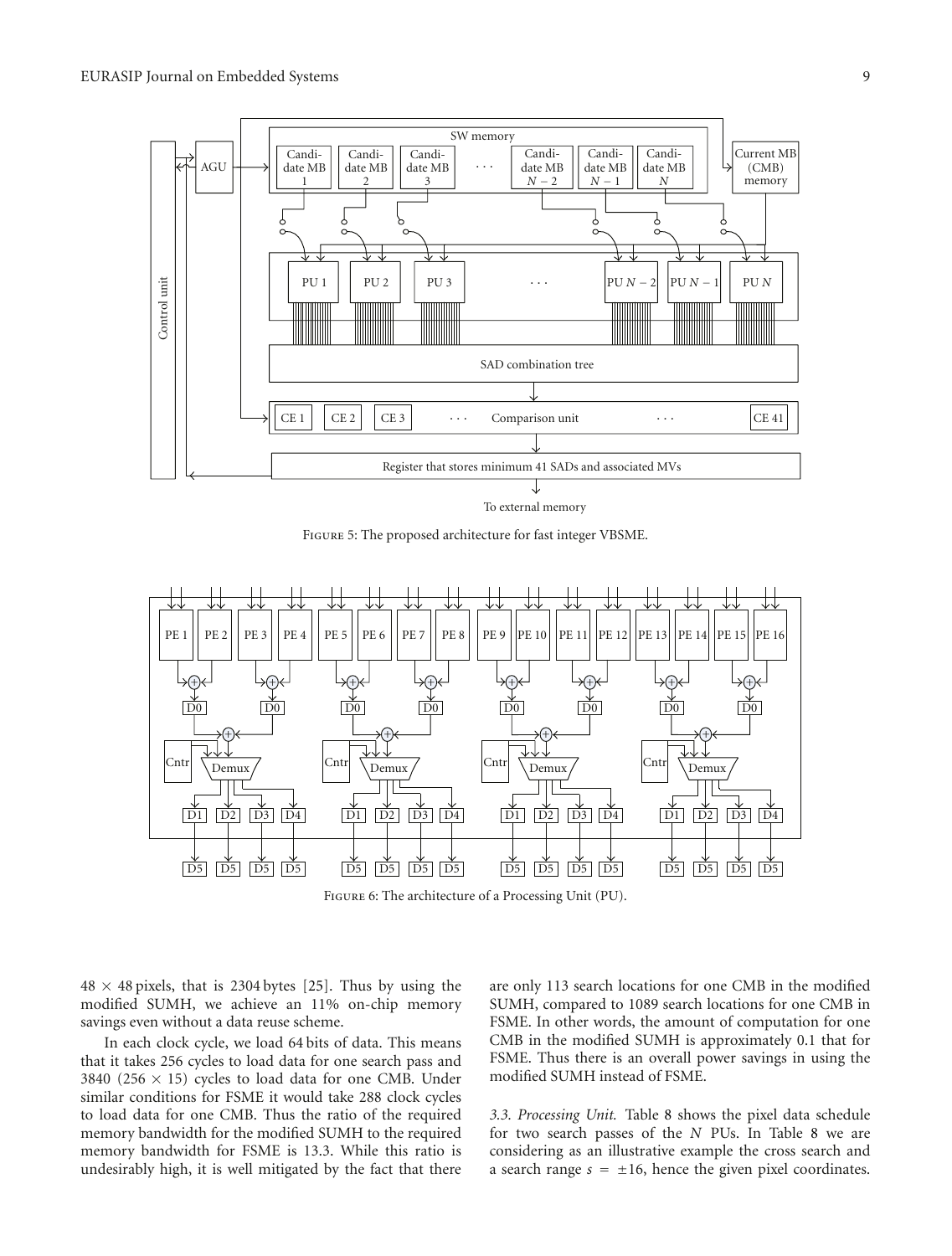Figure 5: The proposed architecture for fast integer VBSME.

Figure 6: The architecture of a Processing Unit (PU).

$48 \times 48$ pixels, that is 2304 bytes [25]. Thus by using the modified SUMH, we achieve an 11% on-chip memory savings even without a data reuse scheme.

In each clock cycle, we load 64 bits of data. This means that it takes 256 cycles to load data for one search pass and 3840 ($256 \times 15$) cycles to load data for one CMB. Under similar conditions for FSME it would take 288 clock cycles to load data for one CMB. Thus the ratio of the required memory bandwidth for the modified SUMH to the required memory bandwidth for FSME is 13.3. While this ratio is undesirably high, it is well mitigated by the fact that there are only 113 search locations for one CMB in the modified SUMH, compared to 1089 search locations for one CMB in FSME. In other words, the amount of computation for one CMB in the modified SUMH is approximately 0.1 that for FSME. Thus there is an overall power savings in using the modified SUMH instead of FSME.

*3.3. Processing Unit.* Table 8 shows the pixel data schedule for two search passes of the $N$ PUs. In Table 8 we are considering as an illustrative example the cross search and a search range $s = \pm 16$, hence the given pixel coordinates.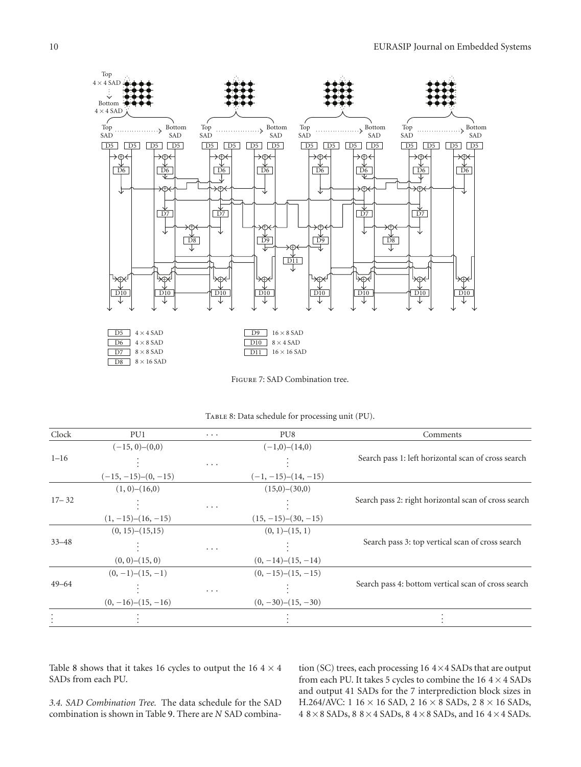Figure 7: SAD Combination tree.

Table 8: Data schedule for processing unit (PU).

| Clock | PU1 | ⋯ | PU8 | Comments |
|---|---|---|---|---|
| 1–16 | (−15, 0)–(0,0)<br>⋮<br>(−15, −15)–(0, −15) | ⋯ | (−1,0)–(14,0)<br>⋮<br>(−1, −15)–(14, −15) | Search pass 1: left horizontal scan of cross search |
| 17– 32 | (1, 0)–(16,0)<br>⋮<br>(1, −15)–(16, −15) | ⋯ | (15,0)–(30,0)<br>⋮<br>(15, −15)–(30, −15) | Search pass 2: right horizontal scan of cross search |
| 33–48 | (0, 15)–(15,15)<br>⋮<br>(0, 0)–(15, 0) | ⋯ | (0, 1)–(15, 1)<br>⋮<br>(0, −14)–(15, −14) | Search pass 3: top vertical scan of cross search |
| 49–64 | (0, −1)–(15, −1)<br>⋮<br>(0, −16)–(15, −16) | ⋯ | (0, −15)–(15, −15)<br>⋮<br>(0, −30)–(15, −30) | Search pass 4: bottom vertical scan of cross search |
| ⋮ | ⋮ | | ⋮ | ⋮ |

Table 8 shows that it takes 16 cycles to output the 16 $4 \times 4$ SADs from each PU.

*3.4. SAD Combination Tree.* The data schedule for the SAD combination is shown in Table 9. There are $N$ SAD combination (SC) trees, each processing 16 $4\times4$ SADs that are output from each PU. It takes 5 cycles to combine the 16 $4\times4$ SADs and output 41 SADs for the 7 interprediction block sizes in H.264/AVC: 1 $16\times16$ SAD, 2 $16\times8$ SADs, 2 $8\times16$ SADs, 4 $8\times8$ SADs, 8 $8\times4$ SADs, 8 $4\times8$ SADs, and 16 $4\times4$ SADs.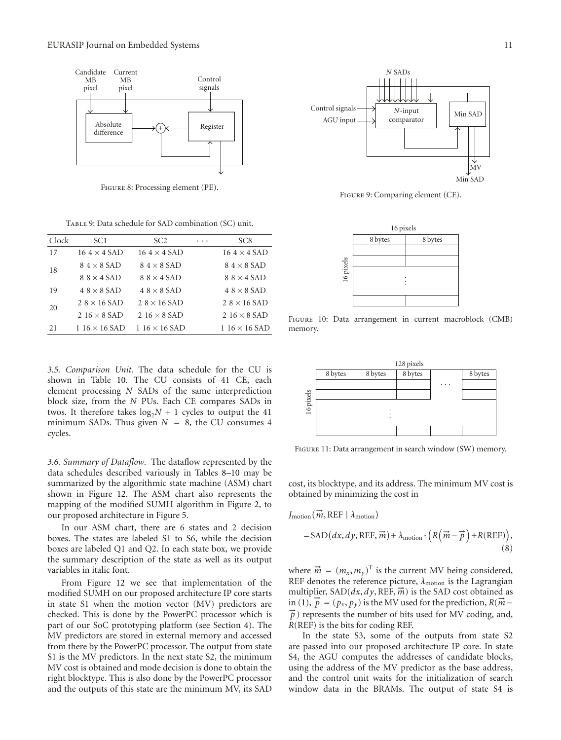Figure 8: Processing element (PE).

Figure 9: Comparing element (CE).

Table 9: Data schedule for SAD combination (SC) unit.

| Clock | SC1 | SC2 | ⋯ | SC8 |
|---|---|---|---|---|
| 17 | 16 $4 \times 4$ SAD | 16 $4 \times 4$ SAD | | 16 $4 \times 4$ SAD |
| 18 | 8 $4 \times 8$ SAD | 8 $4 \times 8$ SAD | | 8 $4 \times 8$ SAD |
| | 8 $8 \times 4$ SAD | 8 $8 \times 4$ SAD | | 8 $8 \times 4$ SAD |
| 19 | 4 $8 \times 8$ SAD | 4 $8 \times 8$ SAD | | 4 $8 \times 8$ SAD |
| 20 | 2 $8 \times 16$ SAD | 2 $8 \times 16$ SAD | | 2 $8 \times 16$ SAD |
| | 2 $16 \times 8$ SAD | 2 $16 \times 8$ SAD | | 2 $16 \times 8$ SAD |
| 21 | 1 $16 \times 16$ SAD | 1 $16 \times 16$ SAD | | 1 $16 \times 16$ SAD |

Figure 10: Data arrangement in current macroblock (CMB) memory.

Figure 11: Data arrangement in search window (SW) memory.

*3.5. Comparison Unit.* The data schedule for the CU is shown in Table 10. The CU consists of 41 CE, each element processing $N$ SADs of the same interprediction block size, from the $N$ PUs. Each CE compares SADs in twos. It therefore takes $\log_2 N + 1$ cycles to output the 41 minimum SADs. Thus given $N = 8$, the CU consumes 4 cycles.

*3.6. Summary of Dataflow.* The dataflow represented by the data schedules described variously in Tables 8–10 may be summarized by the algorithmic state machine (ASM) chart shown in Figure 12. The ASM chart also represents the mapping of the modified SUMH algorithm in Figure 2, to our proposed architecture in Figure 5.

In our ASM chart, there are 6 states and 2 decision boxes. The states are labeled S1 to S6, while the decision boxes are labeled Q1 and Q2. In each state box, we provide the summary description of the state as well as its output variables in italic font.

From Figure 12 we see that implementation of the modified SUMH on our proposed architecture IP core starts in state S1 when the motion vector (MV) predictors are checked. This is done by the PowerPC processor which is part of our SoC prototyping platform (see Section 4). The MV predictors are stored in external memory and accessed from there by the PowerPC processor. The output from state S1 is the MV predictors. In the next state S2, the minimum MV cost is obtained and mode decision is done to obtain the right blocktype. This is also done by the PowerPC processor and the outputs of this state are the minimum MV, its SAD cost, its blocktype, and its address. The minimum MV cost is obtained by minimizing the cost in

$$J_{\text{motion}}(\vec{m}, \text{REF} \mid \lambda_{\text{motion}}) = \text{SAD}(dx, dy, \text{REF}, \vec{m}) + \lambda_{\text{motion}} \cdot \left(R\left(\vec{m} - \vec{p}\right) + R(\text{REF})\right), \tag{8}$$

where $\vec{m} = (m_x, m_y)^{\text{T}}$ is the current MV being considered, REF denotes the reference picture, $\lambda_{\text{motion}}$ is the Lagrangian multiplier, $\text{SAD}(dx, dy, \text{REF}, \vec{m})$ is the SAD cost obtained as in (1), $\vec{p} = (p_x, p_y)$ is the MV used for the prediction, $R(\vec{m} - \vec{p})$ represents the number of bits used for MV coding, and, $R(\text{REF})$ is the bits for coding REF.

In the state S3, some of the outputs from state S2 are passed into our proposed architecture IP core. In state S4, the AGU computes the addresses of candidate blocks, using the address of the MV predictor as the base address, and the control unit waits for the initialization of search window data in the BRAMs. The output of state S4 is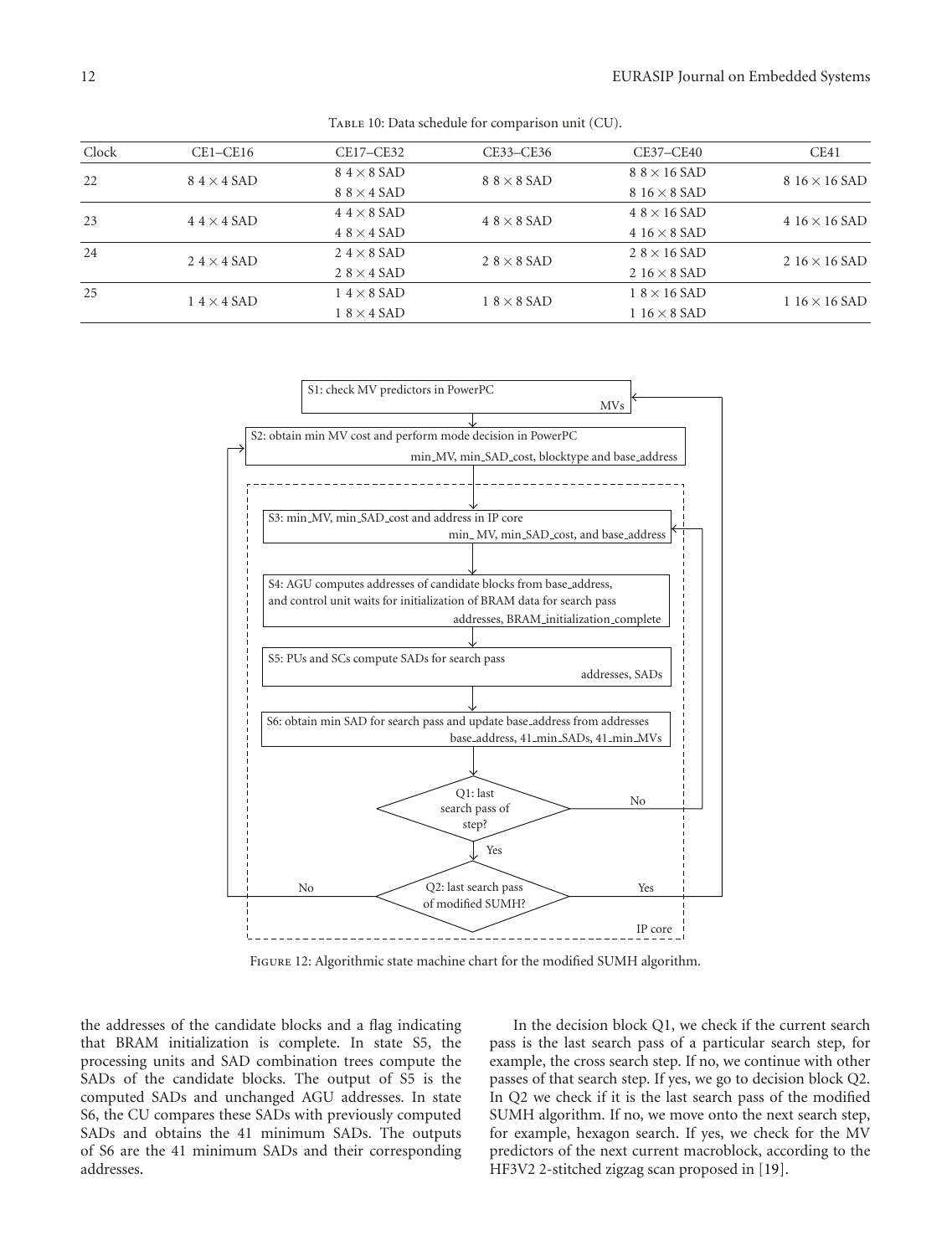Table 10: Data schedule for comparison unit (CU).

| Clock | CE1–CE16 | CE17–CE32 | CE33–CE36 | CE37–CE40 | CE41 |
|---|---|---|---|---|---|
| 22 | 8 4 × 4 SAD | 8 4 × 8 SAD<br>8 8 × 4 SAD | 8 8 × 8 SAD | 8 8 × 16 SAD<br>8 16 × 8 SAD | 8 16 × 16 SAD |
| 23 | 4 4 × 4 SAD | 4 4 × 8 SAD<br>4 8 × 4 SAD | 4 8 × 8 SAD | 4 8 × 16 SAD<br>4 16 × 8 SAD | 4 16 × 16 SAD |
| 24 | 2 4 × 4 SAD | 2 4 × 8 SAD<br>2 8 × 4 SAD | 2 8 × 8 SAD | 2 8 × 16 SAD<br>2 16 × 8 SAD | 2 16 × 16 SAD |
| 25 | 1 4 × 4 SAD | 1 4 × 8 SAD<br>1 8 × 4 SAD | 1 8 × 8 SAD | 1 8 × 16 SAD<br>1 16 × 8 SAD | 1 16 × 16 SAD |

S1: check MV predictors in PowerPC — MVs

S2: obtain min MV cost and perform mode decision in PowerPC — min_MV, min_SAD_cost, blocktype and base_address

S3: min_MV, min_SAD_cost and address in IP core — min_ MV, min_SAD_cost, and base_address

S4: AGU computes addresses of candidate blocks from base_address, and control unit waits for initialization of BRAM data for search pass — addresses, BRAM_initialization_complete

S5: PUs and SCs compute SADs for search pass — addresses, SADs

S6: obtain min SAD for search pass and update base_address from addresses — base_address, 41_min_SADs, 41_min_MVs

Q1: last search pass of step? (No → S3; Yes → Q2)

Q2: last search pass of modified SUMH? (No → S2; Yes → S1)

IP core

Figure 12: Algorithmic state machine chart for the modified SUMH algorithm.

the addresses of the candidate blocks and a flag indicating that BRAM initialization is complete. In state S5, the processing units and SAD combination trees compute the SADs of the candidate blocks. The output of S5 is the computed SADs and unchanged AGU addresses. In state S6, the CU compares these SADs with previously computed SADs and obtains the 41 minimum SADs. The outputs of S6 are the 41 minimum SADs and their corresponding addresses.

In the decision block Q1, we check if the current search pass is the last search pass of a particular search step, for example, the cross search step. If no, we continue with other passes of that search step. If yes, we go to decision block Q2. In Q2 we check if it is the last search pass of the modified SUMH algorithm. If no, we move onto the next search step, for example, hexagon search. If yes, we check for the MV predictors of the next current macroblock, according to the HF3V2 2-stitched zigzag scan proposed in [19].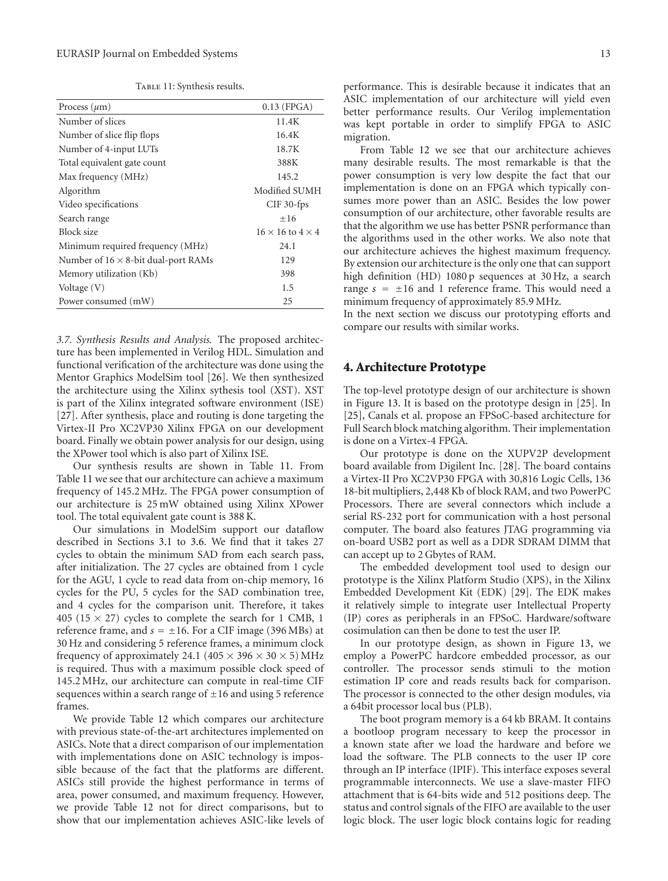Table 11: Synthesis results.

| Process ($\mu$m) | 0.13 (FPGA) |
|---|---|
| Number of slices | 11.4K |
| Number of slice flip flops | 16.4K |
| Number of 4-input LUTs | 18.7K |
| Total equivalent gate count | 388K |
| Max frequency (MHz) | 145.2 |
| Algorithm | Modified SUMH |
| Video specifications | CIF 30-fps |
| Search range | $\pm 16$ |
| Block size | $16 \times 16$ to $4 \times 4$ |
| Minimum required frequency (MHz) | 24.1 |
| Number of $16 \times 8$-bit dual-port RAMs | 129 |
| Memory utilization (Kb) | 398 |
| Voltage (V) | 1.5 |
| Power consumed (mW) | 25 |

*3.7. Synthesis Results and Analysis.* The proposed architecture has been implemented in Verilog HDL. Simulation and functional verification of the architecture was done using the Mentor Graphics ModelSim tool [26]. We then synthesized the architecture using the Xilinx sythesis tool (XST). XST is part of the Xilinx integrated software environment (ISE) [27]. After synthesis, place and routing is done targeting the Virtex-II Pro XC2VP30 Xilinx FPGA on our development board. Finally we obtain power analysis for our design, using the XPower tool which is also part of Xilinx ISE.

Our synthesis results are shown in Table 11. From Table 11 we see that our architecture can achieve a maximum frequency of 145.2 MHz. The FPGA power consumption of our architecture is 25 mW obtained using Xilinx XPower tool. The total equivalent gate count is 388 K.

Our simulations in ModelSim support our dataflow described in Sections 3.1 to 3.6. We find that it takes 27 cycles to obtain the minimum SAD from each search pass, after initialization. The 27 cycles are obtained from 1 cycle for the AGU, 1 cycle to read data from on-chip memory, 16 cycles for the PU, 5 cycles for the SAD combination tree, and 4 cycles for the comparison unit. Therefore, it takes 405 ($15 \times 27$) cycles to complete the search for 1 CMB, 1 reference frame, and $s = \pm 16$. For a CIF image (396 MBs) at 30 Hz and considering 5 reference frames, a minimum clock frequency of approximately 24.1 ($405 \times 396 \times 30 \times 5$) MHz is required. Thus with a maximum possible clock speed of 145.2 MHz, our architecture can compute in real-time CIF sequences within a search range of $\pm 16$ and using 5 reference frames.

We provide Table 12 which compares our architecture with previous state-of-the-art architectures implemented on ASICs. Note that a direct comparison of our implementation with implementations done on ASIC technology is impossible because of the fact that the platforms are different. ASICs still provide the highest performance in terms of area, power consumed, and maximum frequency. However, we provide Table 12 not for direct comparisons, but to show that our implementation achieves ASIC-like levels of performance. This is desirable because it indicates that an ASIC implementation of our architecture will yield even better performance results. Our Verilog implementation was kept portable in order to simplify FPGA to ASIC migration.

From Table 12 we see that our architecture achieves many desirable results. The most remarkable is that the power consumption is very low despite the fact that our implementation is done on an FPGA which typically consumes more power than an ASIC. Besides the low power consumption of our architecture, other favorable results are that the algorithm we use has better PSNR performance than the algorithms used in the other works. We also note that our architecture achieves the highest maximum frequency. By extension our architecture is the only one that can support high definition (HD) 1080 p sequences at 30 Hz, a search range $s = \pm 16$ and 1 reference frame. This would need a minimum frequency of approximately 85.9 MHz.

In the next section we discuss our prototyping efforts and compare our results with similar works.

## 4. Architecture Prototype

The top-level prototype design of our architecture is shown in Figure 13. It is based on the prototype design in [25]. In [25], Canals et al. propose an FPSoC-based architecture for Full Search block matching algorithm. Their implementation is done on a Virtex-4 FPGA.

Our prototype is done on the XUPV2P development board available from Digilent Inc. [28]. The board contains a Virtex-II Pro XC2VP30 FPGA with 30,816 Logic Cells, 136 18-bit multipliers, 2,448 Kb of block RAM, and two PowerPC Processors. There are several connectors which include a serial RS-232 port for communication with a host personal computer. The board also features JTAG programming via on-board USB2 port as well as a DDR SDRAM DIMM that can accept up to 2 Gbytes of RAM.

The embedded development tool used to design our prototype is the Xilinx Platform Studio (XPS), in the Xilinx Embedded Development Kit (EDK) [29]. The EDK makes it relatively simple to integrate user Intellectual Property (IP) cores as peripherals in an FPSoC. Hardware/software cosimulation can then be done to test the user IP.

In our prototype design, as shown in Figure 13, we employ a PowerPC hardcore embedded processor, as our controller. The processor sends stimuli to the motion estimation IP core and reads results back for comparison. The processor is connected to the other design modules, via a 64bit processor local bus (PLB).

The boot program memory is a 64 kb BRAM. It contains a bootloop program necessary to keep the processor in a known state after we load the hardware and before we load the software. The PLB connects to the user IP core through an IP interface (IPIF). This interface exposes several programmable interconnects. We use a slave-master FIFO attachment that is 64-bits wide and 512 positions deep. The status and control signals of the FIFO are available to the user logic block. The user logic block contains logic for reading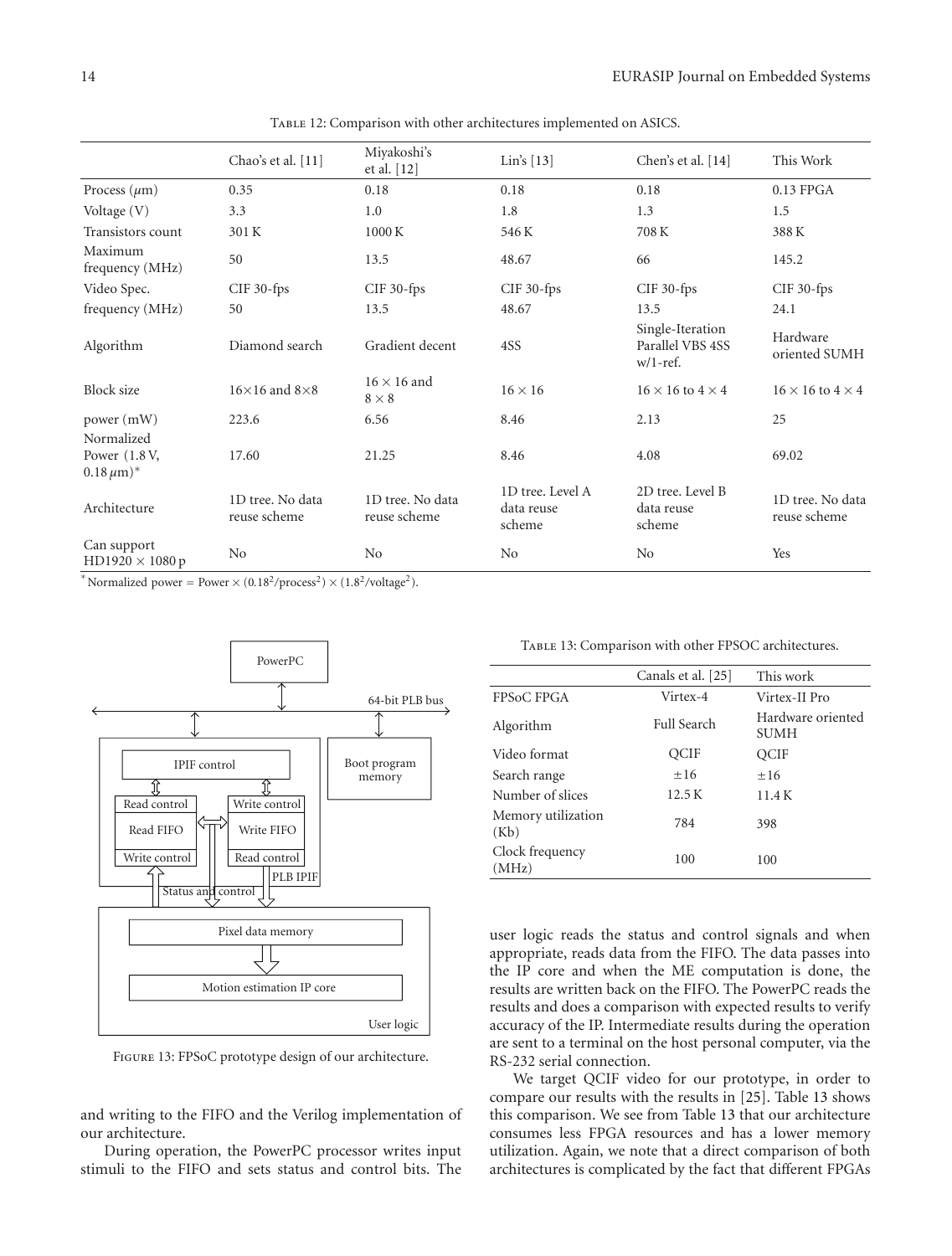Table 12: Comparison with other architectures implemented on ASICS.

| | Chao's et al. [11] | Miyakoshi's et al. [12] | Lin's [13] | Chen's et al. [14] | This Work |
|---|---|---|---|---|---|
| Process ($\mu$m) | 0.35 | 0.18 | 0.18 | 0.18 | 0.13 FPGA |
| Voltage (V) | 3.3 | 1.0 | 1.8 | 1.3 | 1.5 |
| Transistors count | 301 K | 1000 K | 546 K | 708 K | 388 K |
| Maximum frequency (MHz) | 50 | 13.5 | 48.67 | 66 | 145.2 |
| Video Spec. | CIF 30-fps | CIF 30-fps | CIF 30-fps | CIF 30-fps | CIF 30-fps |
| frequency (MHz) | 50 | 13.5 | 48.67 | 13.5 | 24.1 |
| Algorithm | Diamond search | Gradient decent | 4SS | Single-Iteration Parallel VBS 4SS w/1-ref. | Hardware oriented SUMH |
| Block size | $16\times16$ and $8\times8$ | $16\times16$ and $8\times8$ | $16\times16$ | $16\times16$ to $4\times4$ | $16\times16$ to $4\times4$ |
| power (mW) | 223.6 | 6.56 | 8.46 | 2.13 | 25 |
| Normalized Power (1.8 V, 0.18 $\mu$m)* | 17.60 | 21.25 | 8.46 | 4.08 | 69.02 |
| Architecture | 1D tree. No data reuse scheme | 1D tree. No data reuse scheme | 1D tree. Level A data reuse scheme | 2D tree. Level B data reuse scheme | 1D tree. No data reuse scheme |
| Can support HD1920 × 1080 p | No | No | No | No | Yes |

*Normalized power = Power × ($0.18^2$/process$^2$) × ($1.8^2$/voltage$^2$).

Figure 13: FPSoC prototype design of our architecture.

and writing to the FIFO and the Verilog implementation of our architecture.

During operation, the PowerPC processor writes input stimuli to the FIFO and sets status and control bits. The user logic reads the status and control signals and when appropriate, reads data from the FIFO. The data passes into the IP core and when the ME computation is done, the results are written back on the FIFO. The PowerPC reads the results and does a comparison with expected results to verify accuracy of the IP. Intermediate results during the operation are sent to a terminal on the host personal computer, via the RS-232 serial connection.

Table 13: Comparison with other FPSOC architectures.

| | Canals et al. [25] | This work |
|---|---|---|
| FPSoC FPGA | Virtex-4 | Virtex-II Pro |
| Algorithm | Full Search | Hardware oriented SUMH |
| Video format | QCIF | QCIF |
| Search range | ±16 | ±16 |
| Number of slices | 12.5 K | 11.4 K |
| Memory utilization (Kb) | 784 | 398 |
| Clock frequency (MHz) | 100 | 100 |

We target QCIF video for our prototype, in order to compare our results with the results in [25]. Table 13 shows this comparison. We see from Table 13 that our architecture consumes less FPGA resources and has a lower memory utilization. Again, we note that a direct comparison of both architectures is complicated by the fact that different FPGAs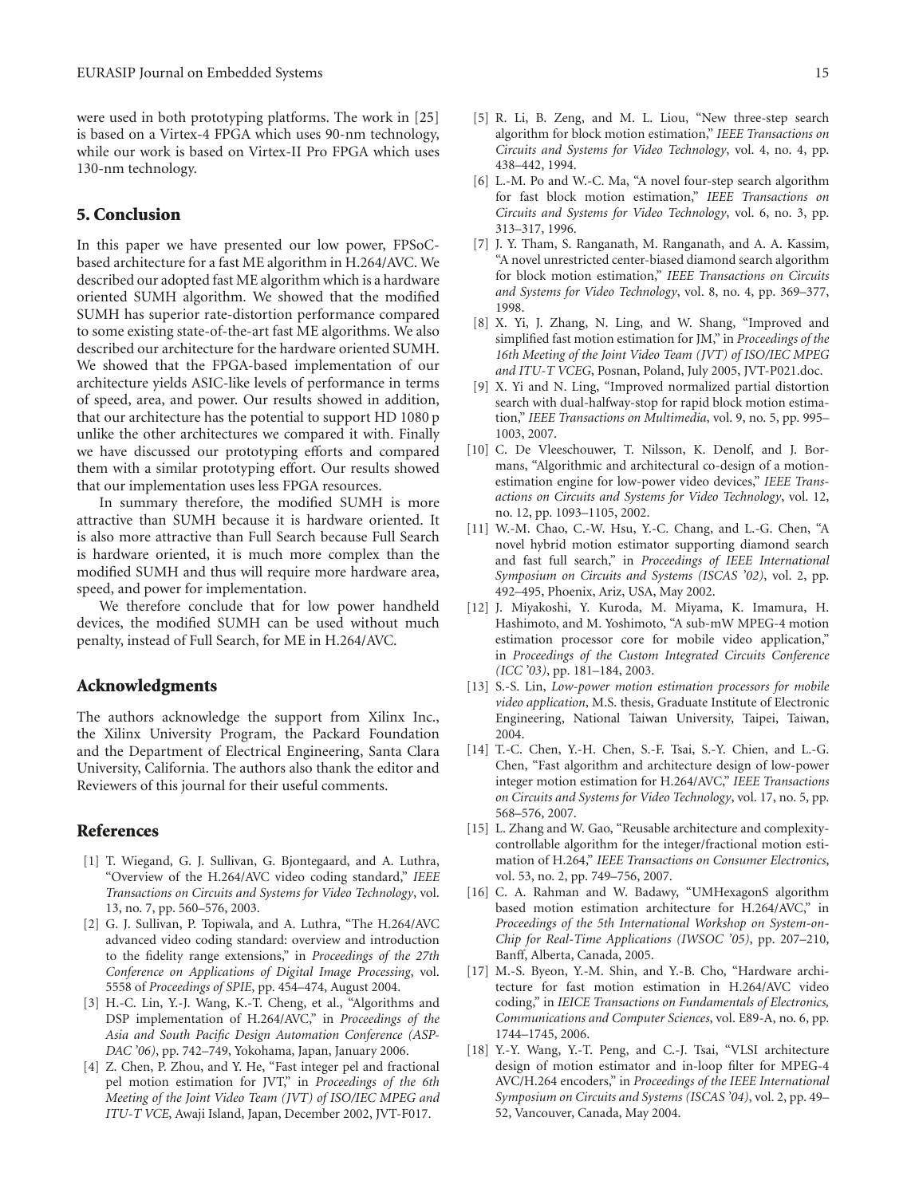were used in both prototyping platforms. The work in [25] is based on a Virtex-4 FPGA which uses 90-nm technology, while our work is based on Virtex-II Pro FPGA which uses 130-nm technology.

## 5. Conclusion

In this paper we have presented our low power, FPSoC-based architecture for a fast ME algorithm in H.264/AVC. We described our adopted fast ME algorithm which is a hardware oriented SUMH algorithm. We showed that the modified SUMH has superior rate-distortion performance compared to some existing state-of-the-art fast ME algorithms. We also described our architecture for the hardware oriented SUMH. We showed that the FPGA-based implementation of our architecture yields ASIC-like levels of performance in terms of speed, area, and power. Our results showed in addition, that our architecture has the potential to support HD 1080 p unlike the other architectures we compared it with. Finally we have discussed our prototyping efforts and compared them with a similar prototyping effort. Our results showed that our implementation uses less FPGA resources.

In summary therefore, the modified SUMH is more attractive than SUMH because it is hardware oriented. It is also more attractive than Full Search because Full Search is hardware oriented, it is much more complex than the modified SUMH and thus will require more hardware area, speed, and power for implementation.

We therefore conclude that for low power handheld devices, the modified SUMH can be used without much penalty, instead of Full Search, for ME in H.264/AVC.

## Acknowledgments

The authors acknowledge the support from Xilinx Inc., the Xilinx University Program, the Packard Foundation and the Department of Electrical Engineering, Santa Clara University, California. The authors also thank the editor and Reviewers of this journal for their useful comments.

## References

[1] T. Wiegand, G. J. Sullivan, G. Bjontegaard, and A. Luthra, "Overview of the H.264/AVC video coding standard," *IEEE Transactions on Circuits and Systems for Video Technology*, vol. 13, no. 7, pp. 560–576, 2003.

[2] G. J. Sullivan, P. Topiwala, and A. Luthra, "The H.264/AVC advanced video coding standard: overview and introduction to the fidelity range extensions," in *Proceedings of the 27th Conference on Applications of Digital Image Processing*, vol. 5558 of *Proceedings of SPIE*, pp. 454–474, August 2004.

[3] H.-C. Lin, Y.-J. Wang, K.-T. Cheng, et al., "Algorithms and DSP implementation of H.264/AVC," in *Proceedings of the Asia and South Pacific Design Automation Conference (ASP-DAC '06)*, pp. 742–749, Yokohama, Japan, January 2006.

[4] Z. Chen, P. Zhou, and Y. He, "Fast integer pel and fractional pel motion estimation for JVT," in *Proceedings of the 6th Meeting of the Joint Video Team (JVT) of ISO/IEC MPEG and ITU-T VCE*, Awaji Island, Japan, December 2002, JVT-F017.

[5] R. Li, B. Zeng, and M. L. Liou, "New three-step search algorithm for block motion estimation," *IEEE Transactions on Circuits and Systems for Video Technology*, vol. 4, no. 4, pp. 438–442, 1994.

[6] L.-M. Po and W.-C. Ma, "A novel four-step search algorithm for fast block motion estimation," *IEEE Transactions on Circuits and Systems for Video Technology*, vol. 6, no. 3, pp. 313–317, 1996.

[7] J. Y. Tham, S. Ranganath, M. Ranganath, and A. A. Kassim, "A novel unrestricted center-biased diamond search algorithm for block motion estimation," *IEEE Transactions on Circuits and Systems for Video Technology*, vol. 8, no. 4, pp. 369–377, 1998.

[8] X. Yi, J. Zhang, N. Ling, and W. Shang, "Improved and simplified fast motion estimation for JM," in *Proceedings of the 16th Meeting of the Joint Video Team (JVT) of ISO/IEC MPEG and ITU-T VCEG*, Posnan, Poland, July 2005, JVT-P021.doc.

[9] X. Yi and N. Ling, "Improved normalized partial distortion search with dual-halfway-stop for rapid block motion estimation," *IEEE Transactions on Multimedia*, vol. 9, no. 5, pp. 995–1003, 2007.

[10] C. De Vleeschouwer, T. Nilsson, K. Denolf, and J. Bormans, "Algorithmic and architectural co-design of a motion-estimation engine for low-power video devices," *IEEE Transactions on Circuits and Systems for Video Technology*, vol. 12, no. 12, pp. 1093–1105, 2002.

[11] W.-M. Chao, C.-W. Hsu, Y.-C. Chang, and L.-G. Chen, "A novel hybrid motion estimator supporting diamond search and fast full search," in *Proceedings of IEEE International Symposium on Circuits and Systems (ISCAS '02)*, vol. 2, pp. 492–495, Phoenix, Ariz, USA, May 2002.

[12] J. Miyakoshi, Y. Kuroda, M. Miyama, K. Imamura, H. Hashimoto, and M. Yoshimoto, "A sub-mW MPEG-4 motion estimation processor core for mobile video application," in *Proceedings of the Custom Integrated Circuits Conference (ICC '03)*, pp. 181–184, 2003.

[13] S.-S. Lin, *Low-power motion estimation processors for mobile video application*, M.S. thesis, Graduate Institute of Electronic Engineering, National Taiwan University, Taipei, Taiwan, 2004.

[14] T.-C. Chen, Y.-H. Chen, S.-F. Tsai, S.-Y. Chien, and L.-G. Chen, "Fast algorithm and architecture design of low-power integer motion estimation for H.264/AVC," *IEEE Transactions on Circuits and Systems for Video Technology*, vol. 17, no. 5, pp. 568–576, 2007.

[15] L. Zhang and W. Gao, "Reusable architecture and complexity-controllable algorithm for the integer/fractional motion estimation of H.264," *IEEE Transactions on Consumer Electronics*, vol. 53, no. 2, pp. 749–756, 2007.

[16] C. A. Rahman and W. Badawy, "UMHexagonS algorithm based motion estimation architecture for H.264/AVC," in *Proceedings of the 5th International Workshop on System-on-Chip for Real-Time Applications (IWSOC '05)*, pp. 207–210, Banff, Alberta, Canada, 2005.

[17] M.-S. Byeon, Y.-M. Shin, and Y.-B. Cho, "Hardware architecture for fast motion estimation in H.264/AVC video coding," in *IEICE Transactions on Fundamentals of Electronics, Communications and Computer Sciences*, vol. E89-A, no. 6, pp. 1744–1745, 2006.

[18] Y.-Y. Wang, Y.-T. Peng, and C.-J. Tsai, "VLSI architecture design of motion estimator and in-loop filter for MPEG-4 AVC/H.264 encoders," in *Proceedings of the IEEE International Symposium on Circuits and Systems (ISCAS '04)*, vol. 2, pp. 49–52, Vancouver, Canada, May 2004.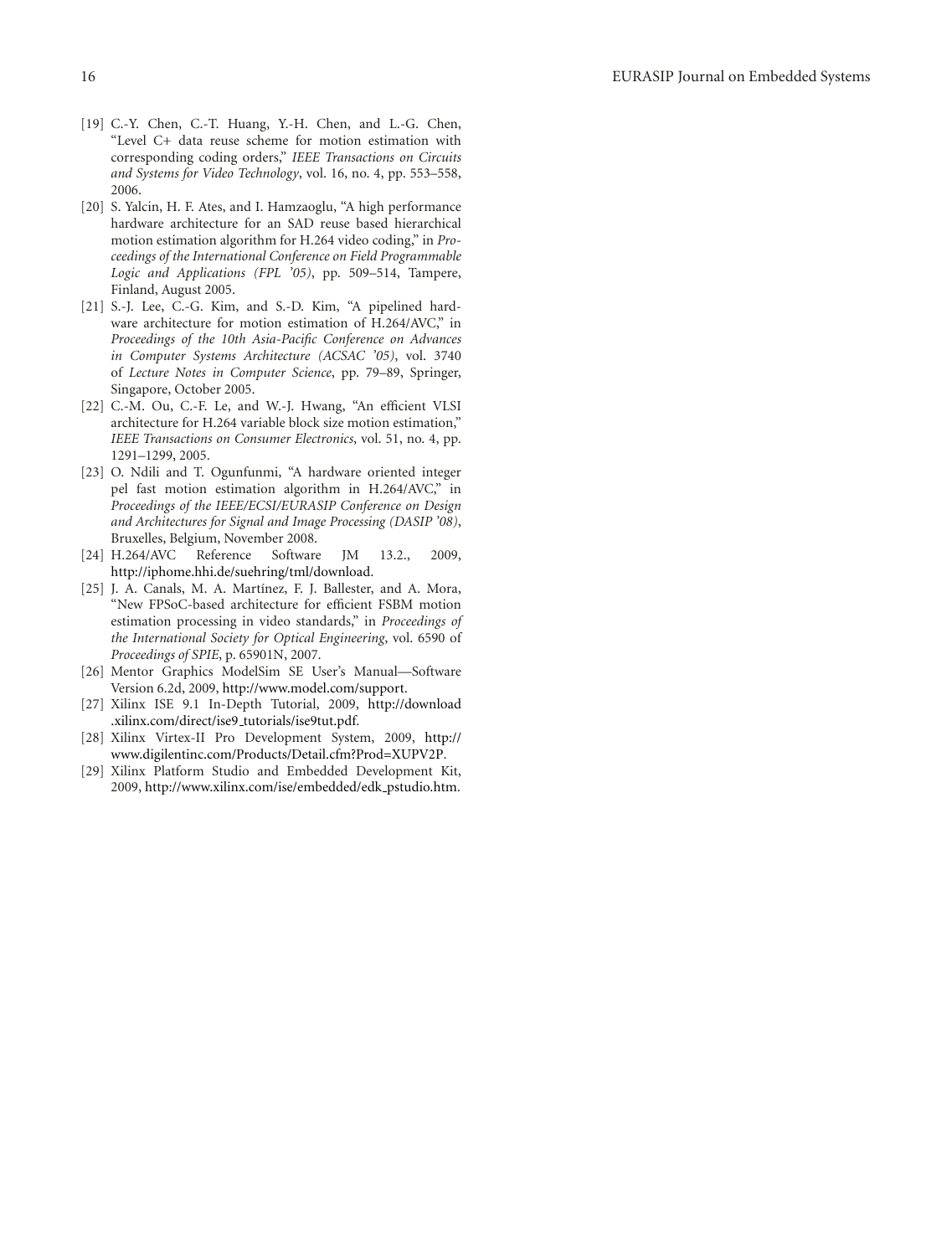[19] C.-Y. Chen, C.-T. Huang, Y.-H. Chen, and L.-G. Chen, "Level C+ data reuse scheme for motion estimation with corresponding coding orders," *IEEE Transactions on Circuits and Systems for Video Technology*, vol. 16, no. 4, pp. 553–558, 2006.

[20] S. Yalcin, H. F. Ates, and I. Hamzaoglu, "A high performance hardware architecture for an SAD reuse based hierarchical motion estimation algorithm for H.264 video coding," in *Proceedings of the International Conference on Field Programmable Logic and Applications (FPL '05)*, pp. 509–514, Tampere, Finland, August 2005.

[21] S.-J. Lee, C.-G. Kim, and S.-D. Kim, "A pipelined hardware architecture for motion estimation of H.264/AVC," in *Proceedings of the 10th Asia-Pacific Conference on Advances in Computer Systems Architecture (ACSAC '05)*, vol. 3740 of *Lecture Notes in Computer Science*, pp. 79–89, Springer, Singapore, October 2005.

[22] C.-M. Ou, C.-F. Le, and W.-J. Hwang, "An efficient VLSI architecture for H.264 variable block size motion estimation," *IEEE Transactions on Consumer Electronics*, vol. 51, no. 4, pp. 1291–1299, 2005.

[23] O. Ndili and T. Ogunfunmi, "A hardware oriented integer pel fast motion estimation algorithm in H.264/AVC," in *Proceedings of the IEEE/ECSI/EURASIP Conference on Design and Architectures for Signal and Image Processing (DASIP '08)*, Bruxelles, Belgium, November 2008.

[24] H.264/AVC Reference Software JM 13.2., 2009, http://iphome.hhi.de/suehring/tml/download.

[25] J. A. Canals, M. A. Martínez, F. J. Ballester, and A. Mora, "New FPSoC-based architecture for efficient FSBM motion estimation processing in video standards," in *Proceedings of the International Society for Optical Engineering*, vol. 6590 of *Proceedings of SPIE*, p. 65901N, 2007.

[26] Mentor Graphics ModelSim SE User's Manual—Software Version 6.2d, 2009, http://www.model.com/support.

[27] Xilinx ISE 9.1 In-Depth Tutorial, 2009, http://download.xilinx.com/direct/ise9_tutorials/ise9tut.pdf.

[28] Xilinx Virtex-II Pro Development System, 2009, http://www.digilentinc.com/Products/Detail.cfm?Prod=XUPV2P.

[29] Xilinx Platform Studio and Embedded Development Kit, 2009, http://www.xilinx.com/ise/embedded/edk_pstudio.htm.